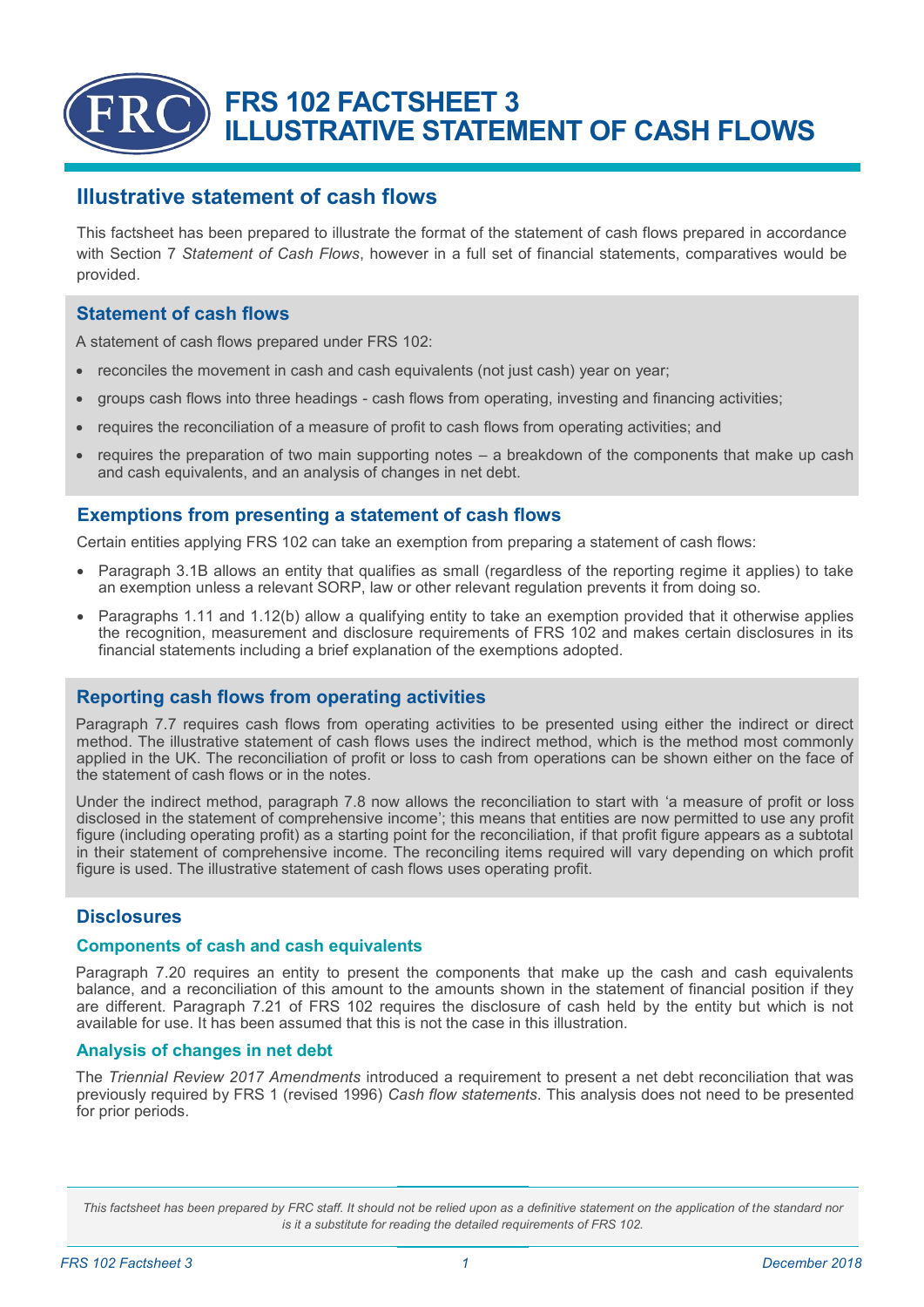# FRS 102 FACTSHEET 3
# ILLUSTRATIVE STATEMENT OF CASH FLOWS

## Illustrative statement of cash flows

This factsheet has been prepared to illustrate the format of the statement of cash flows prepared in accordance with Section 7 *Statement of Cash Flows*, however in a full set of financial statements, comparatives would be provided.

### Statement of cash flows

A statement of cash flows prepared under FRS 102:

- reconciles the movement in cash and cash equivalents (not just cash) year on year;
- groups cash flows into three headings - cash flows from operating, investing and financing activities;
- requires the reconciliation of a measure of profit to cash flows from operating activities; and
- requires the preparation of two main supporting notes – a breakdown of the components that make up cash and cash equivalents, and an analysis of changes in net debt.

### Exemptions from presenting a statement of cash flows

Certain entities applying FRS 102 can take an exemption from preparing a statement of cash flows:

- Paragraph 3.1B allows an entity that qualifies as small (regardless of the reporting regime it applies) to take an exemption unless a relevant SORP, law or other relevant regulation prevents it from doing so.
- Paragraphs 1.11 and 1.12(b) allow a qualifying entity to take an exemption provided that it otherwise applies the recognition, measurement and disclosure requirements of FRS 102 and makes certain disclosures in its financial statements including a brief explanation of the exemptions adopted.

### Reporting cash flows from operating activities

Paragraph 7.7 requires cash flows from operating activities to be presented using either the indirect or direct method. The illustrative statement of cash flows uses the indirect method, which is the method most commonly applied in the UK. The reconciliation of profit or loss to cash from operations can be shown either on the face of the statement of cash flows or in the notes.

Under the indirect method, paragraph 7.8 now allows the reconciliation to start with 'a measure of profit or loss disclosed in the statement of comprehensive income'; this means that entities are now permitted to use any profit figure (including operating profit) as a starting point for the reconciliation, if that profit figure appears as a subtotal in their statement of comprehensive income. The reconciling items required will vary depending on which profit figure is used. The illustrative statement of cash flows uses operating profit.

### Disclosures

#### Components of cash and cash equivalents

Paragraph 7.20 requires an entity to present the components that make up the cash and cash equivalents balance, and a reconciliation of this amount to the amounts shown in the statement of financial position if they are different. Paragraph 7.21 of FRS 102 requires the disclosure of cash held by the entity but which is not available for use. It has been assumed that this is not the case in this illustration.

#### Analysis of changes in net debt

The *Triennial Review 2017 Amendments* introduced a requirement to present a net debt reconciliation that was previously required by FRS 1 (revised 1996) *Cash flow statements*. This analysis does not need to be presented for prior periods.

*This factsheet has been prepared by FRC staff. It should not be relied upon as a definitive statement on the application of the standard nor is it a substitute for reading the detailed requirements of FRS 102.*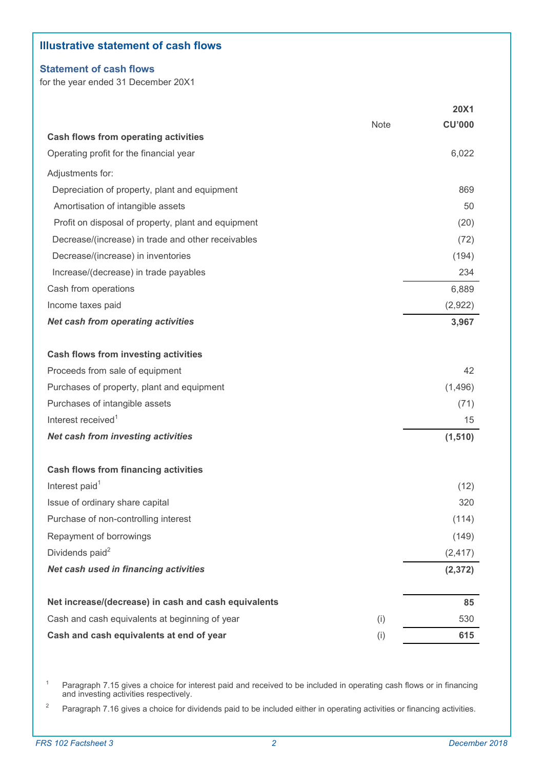## Illustrative statement of cash flows

### Statement of cash flows

for the year ended 31 December 20X1

| | Note | 20X1 CU'000 |
|---|---|---|
| **Cash flows from operating activities** | | |
| Operating profit for the financial year | | 6,022 |
| Adjustments for: | | |
| Depreciation of property, plant and equipment | | 869 |
| Amortisation of intangible assets | | 50 |
| Profit on disposal of property, plant and equipment | | (20) |
| Decrease/(increase) in trade and other receivables | | (72) |
| Decrease/(increase) in inventories | | (194) |
| Increase/(decrease) in trade payables | | 234 |
| Cash from operations | | 6,889 |
| Income taxes paid | | (2,922) |
| ***Net cash from operating activities*** | | **3,967** |
| | | |
| **Cash flows from investing activities** | | |
| Proceeds from sale of equipment | | 42 |
| Purchases of property, plant and equipment | | (1,496) |
| Purchases of intangible assets | | (71) |
| Interest received[1] | | 15 |
| ***Net cash from investing activities*** | | **(1,510)** |
| | | |
| **Cash flows from financing activities** | | |
| Interest paid[1] | | (12) |
| Issue of ordinary share capital | | 320 |
| Purchase of non-controlling interest | | (114) |
| Repayment of borrowings | | (149) |
| Dividends paid[2] | | (2,417) |
| ***Net cash used in financing activities*** | | **(2,372)** |
| | | |
| **Net increase/(decrease) in cash and cash equivalents** | | **85** |
| Cash and cash equivalents at beginning of year | (i) | 530 |
| **Cash and cash equivalents at end of year** | (i) | **615** |

[1] Paragraph 7.15 gives a choice for interest paid and received to be included in operating cash flows or in financing and investing activities respectively.

[2] Paragraph 7.16 gives a choice for dividends paid to be included either in operating activities or financing activities.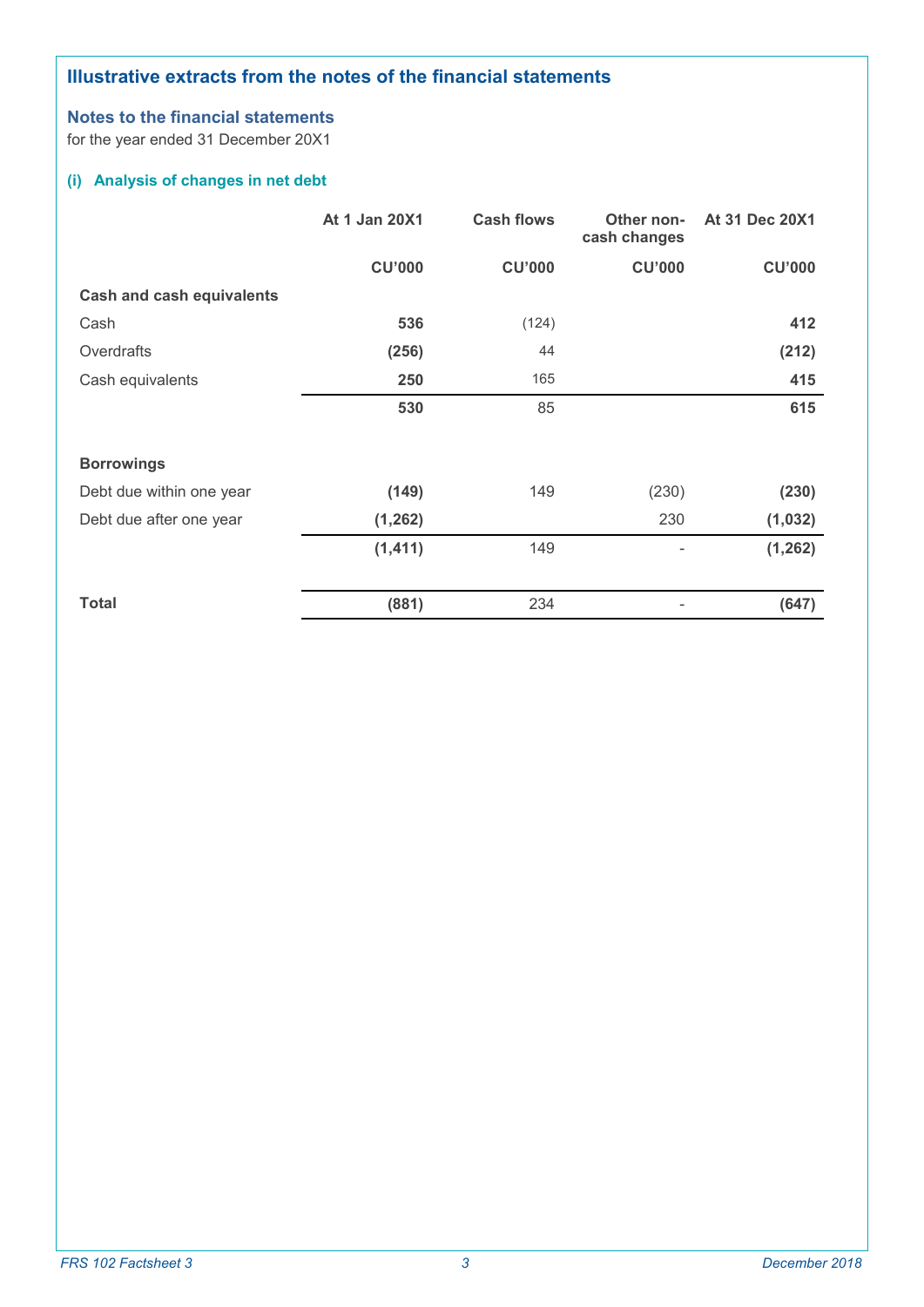## Illustrative extracts from the notes of the financial statements

### Notes to the financial statements

for the year ended 31 December 20X1

#### (i) Analysis of changes in net debt

| | At 1 Jan 20X1 | Cash flows | Other non-cash changes | At 31 Dec 20X1 |
|---|---|---|---|---|
| | **CU'000** | **CU'000** | **CU'000** | **CU'000** |
| **Cash and cash equivalents** | | | | |
| Cash | **536** | (124) | | **412** |
| Overdrafts | **(256)** | 44 | | **(212)** |
| Cash equivalents | **250** | 165 | | **415** |
| | **530** | 85 | | **615** |
| **Borrowings** | | | | |
| Debt due within one year | **(149)** | 149 | (230) | **(230)** |
| Debt due after one year | **(1,262)** | | 230 | **(1,032)** |
| | **(1,411)** | 149 | - | **(1,262)** |
| **Total** | **(881)** | 234 | - | **(647)** |